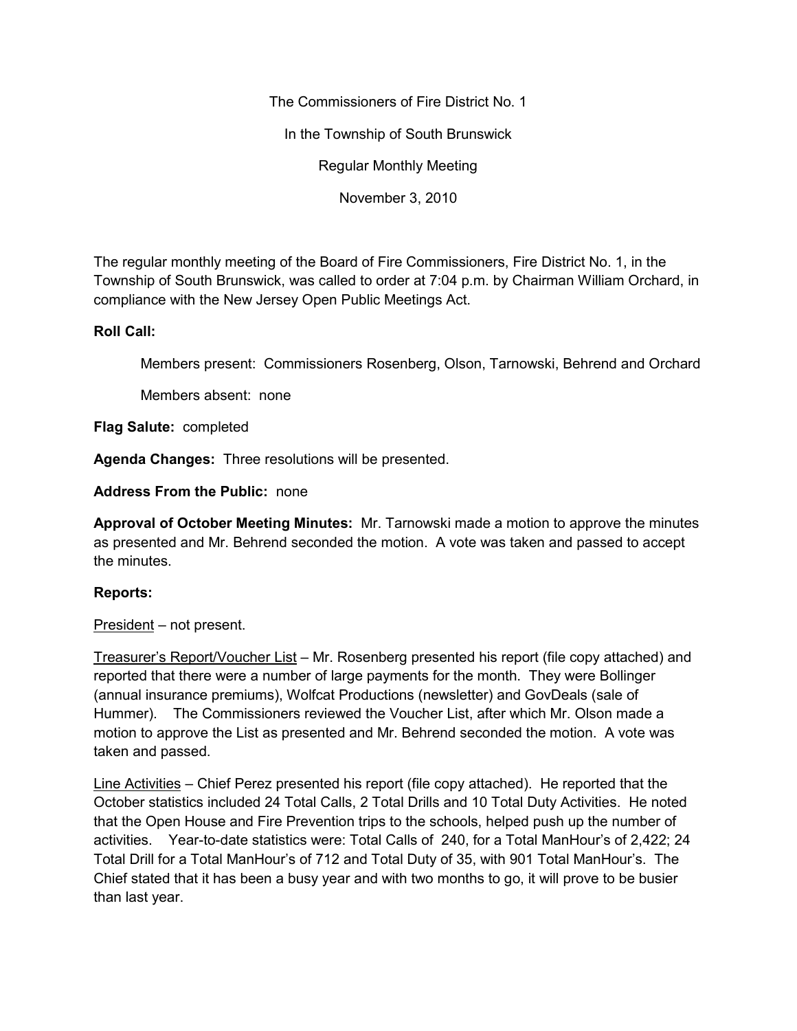The Commissioners of Fire District No. 1

In the Township of South Brunswick

Regular Monthly Meeting

November 3, 2010

The regular monthly meeting of the Board of Fire Commissioners, Fire District No. 1, in the Township of South Brunswick, was called to order at 7:04 p.m. by Chairman William Orchard, in compliance with the New Jersey Open Public Meetings Act.

**Roll Call:**

Members present: Commissioners Rosenberg, Olson, Tarnowski, Behrend and Orchard

Members absent: none

**Flag Salute:** completed

**Agenda Changes:** Three resolutions will be presented.

**Address From the Public:** none

**Approval of October Meeting Minutes:** Mr. Tarnowski made a motion to approve the minutes as presented and Mr. Behrend seconded the motion. A vote was taken and passed to accept the minutes.

**Reports:**

<u>President</u> – not present.

<u>Treasurer's Report/Voucher List</u> – Mr. Rosenberg presented his report (file copy attached) and reported that there were a number of large payments for the month. They were Bollinger (annual insurance premiums), Wolfcat Productions (newsletter) and GovDeals (sale of Hummer). The Commissioners reviewed the Voucher List, after which Mr. Olson made a motion to approve the List as presented and Mr. Behrend seconded the motion. A vote was taken and passed.

<u>Line Activities</u> – Chief Perez presented his report (file copy attached). He reported that the October statistics included 24 Total Calls, 2 Total Drills and 10 Total Duty Activities. He noted that the Open House and Fire Prevention trips to the schools, helped push up the number of activities. Year-to-date statistics were: Total Calls of 240, for a Total ManHour's of 2,422; 24 Total Drill for a Total ManHour's of 712 and Total Duty of 35, with 901 Total ManHour's. The Chief stated that it has been a busy year and with two months to go, it will prove to be busier than last year.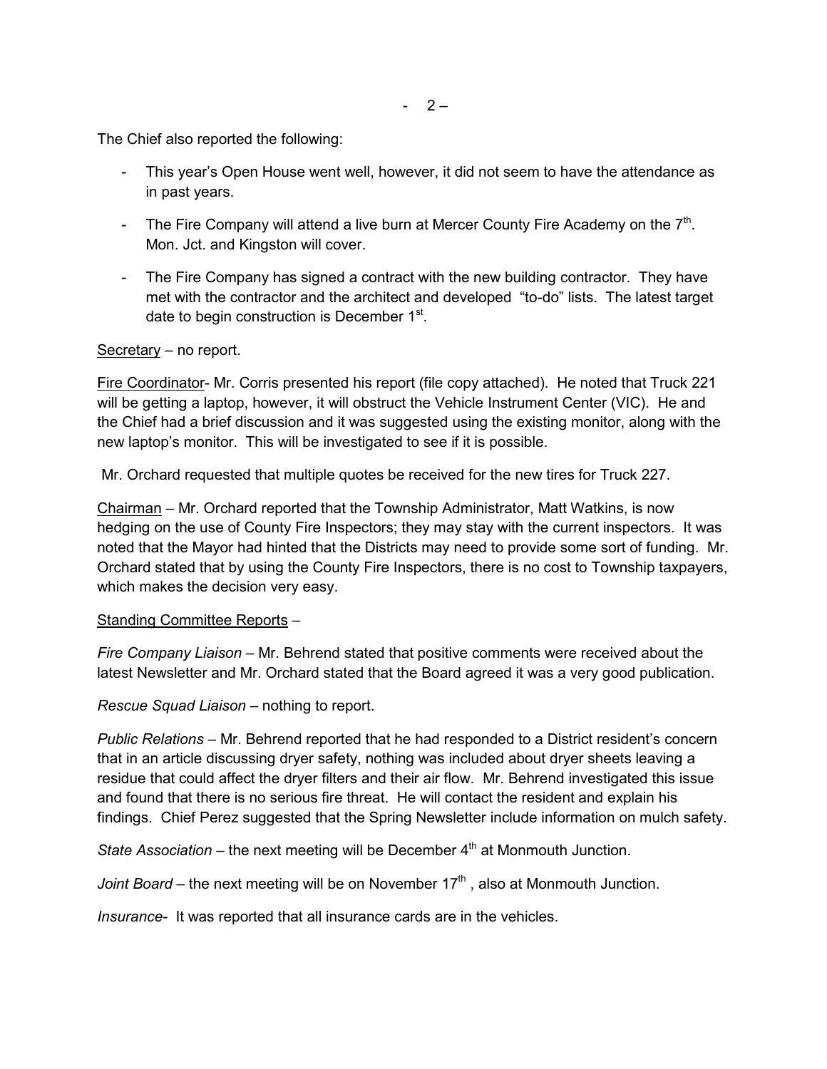The Chief also reported the following:

- This year's Open House went well, however, it did not seem to have the attendance as in past years.
- The Fire Company will attend a live burn at Mercer County Fire Academy on the 7th. Mon. Jct. and Kingston will cover.
- The Fire Company has signed a contract with the new building contractor. They have met with the contractor and the architect and developed "to-do" lists. The latest target date to begin construction is December 1st.

Secretary – no report.

Fire Coordinator- Mr. Corris presented his report (file copy attached). He noted that Truck 221 will be getting a laptop, however, it will obstruct the Vehicle Instrument Center (VIC). He and the Chief had a brief discussion and it was suggested using the existing monitor, along with the new laptop's monitor. This will be investigated to see if it is possible.

Mr. Orchard requested that multiple quotes be received for the new tires for Truck 227.

Chairman – Mr. Orchard reported that the Township Administrator, Matt Watkins, is now hedging on the use of County Fire Inspectors; they may stay with the current inspectors. It was noted that the Mayor had hinted that the Districts may need to provide some sort of funding. Mr. Orchard stated that by using the County Fire Inspectors, there is no cost to Township taxpayers, which makes the decision very easy.

Standing Committee Reports –

*Fire Company Liaison* – Mr. Behrend stated that positive comments were received about the latest Newsletter and Mr. Orchard stated that the Board agreed it was a very good publication.

*Rescue Squad Liaison* – nothing to report.

*Public Relations* – Mr. Behrend reported that he had responded to a District resident's concern that in an article discussing dryer safety, nothing was included about dryer sheets leaving a residue that could affect the dryer filters and their air flow. Mr. Behrend investigated this issue and found that there is no serious fire threat. He will contact the resident and explain his findings. Chief Perez suggested that the Spring Newsletter include information on mulch safety.

*State Association* – the next meeting will be December 4th at Monmouth Junction.

*Joint Board* – the next meeting will be on November 17th , also at Monmouth Junction.

*Insurance*- It was reported that all insurance cards are in the vehicles.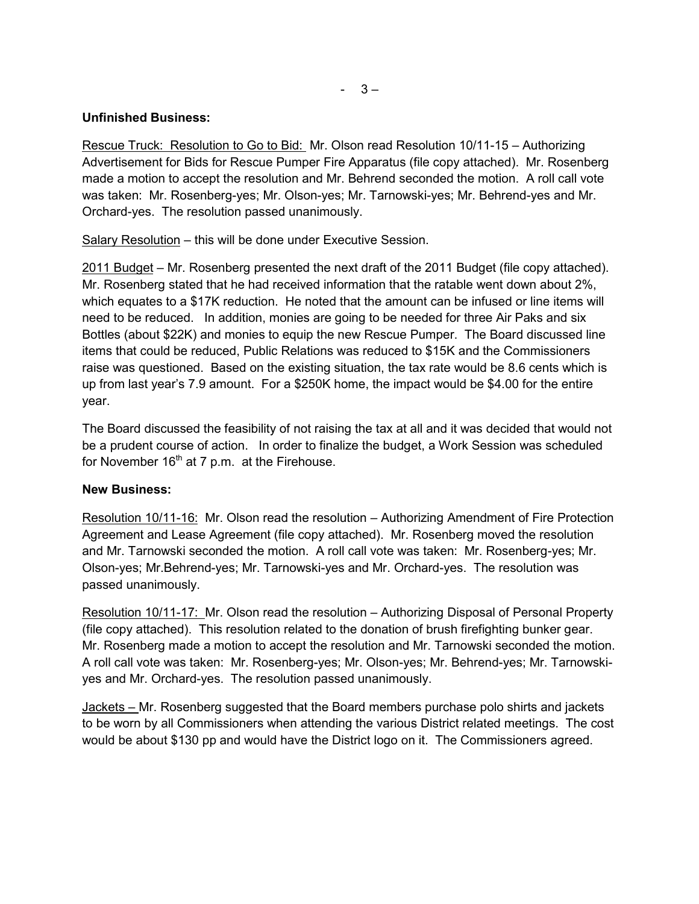**Unfinished Business:**

Rescue Truck: Resolution to Go to Bid: Mr. Olson read Resolution 10/11-15 – Authorizing Advertisement for Bids for Rescue Pumper Fire Apparatus (file copy attached). Mr. Rosenberg made a motion to accept the resolution and Mr. Behrend seconded the motion. A roll call vote was taken: Mr. Rosenberg-yes; Mr. Olson-yes; Mr. Tarnowski-yes; Mr. Behrend-yes and Mr. Orchard-yes. The resolution passed unanimously.

Salary Resolution – this will be done under Executive Session.

2011 Budget – Mr. Rosenberg presented the next draft of the 2011 Budget (file copy attached). Mr. Rosenberg stated that he had received information that the ratable went down about 2%, which equates to a $17K reduction. He noted that the amount can be infused or line items will need to be reduced. In addition, monies are going to be needed for three Air Paks and six Bottles (about $22K) and monies to equip the new Rescue Pumper. The Board discussed line items that could be reduced, Public Relations was reduced to $15K and the Commissioners raise was questioned. Based on the existing situation, the tax rate would be 8.6 cents which is up from last year's 7.9 amount. For a $250K home, the impact would be $4.00 for the entire year.

The Board discussed the feasibility of not raising the tax at all and it was decided that would not be a prudent course of action. In order to finalize the budget, a Work Session was scheduled for November 16th at 7 p.m. at the Firehouse.

**New Business:**

Resolution 10/11-16: Mr. Olson read the resolution – Authorizing Amendment of Fire Protection Agreement and Lease Agreement (file copy attached). Mr. Rosenberg moved the resolution and Mr. Tarnowski seconded the motion. A roll call vote was taken: Mr. Rosenberg-yes; Mr. Olson-yes; Mr.Behrend-yes; Mr. Tarnowski-yes and Mr. Orchard-yes. The resolution was passed unanimously.

Resolution 10/11-17: Mr. Olson read the resolution – Authorizing Disposal of Personal Property (file copy attached). This resolution related to the donation of brush firefighting bunker gear. Mr. Rosenberg made a motion to accept the resolution and Mr. Tarnowski seconded the motion. A roll call vote was taken: Mr. Rosenberg-yes; Mr. Olson-yes; Mr. Behrend-yes; Mr. Tarnowski-yes and Mr. Orchard-yes. The resolution passed unanimously.

Jackets – Mr. Rosenberg suggested that the Board members purchase polo shirts and jackets to be worn by all Commissioners when attending the various District related meetings. The cost would be about $130 pp and would have the District logo on it. The Commissioners agreed.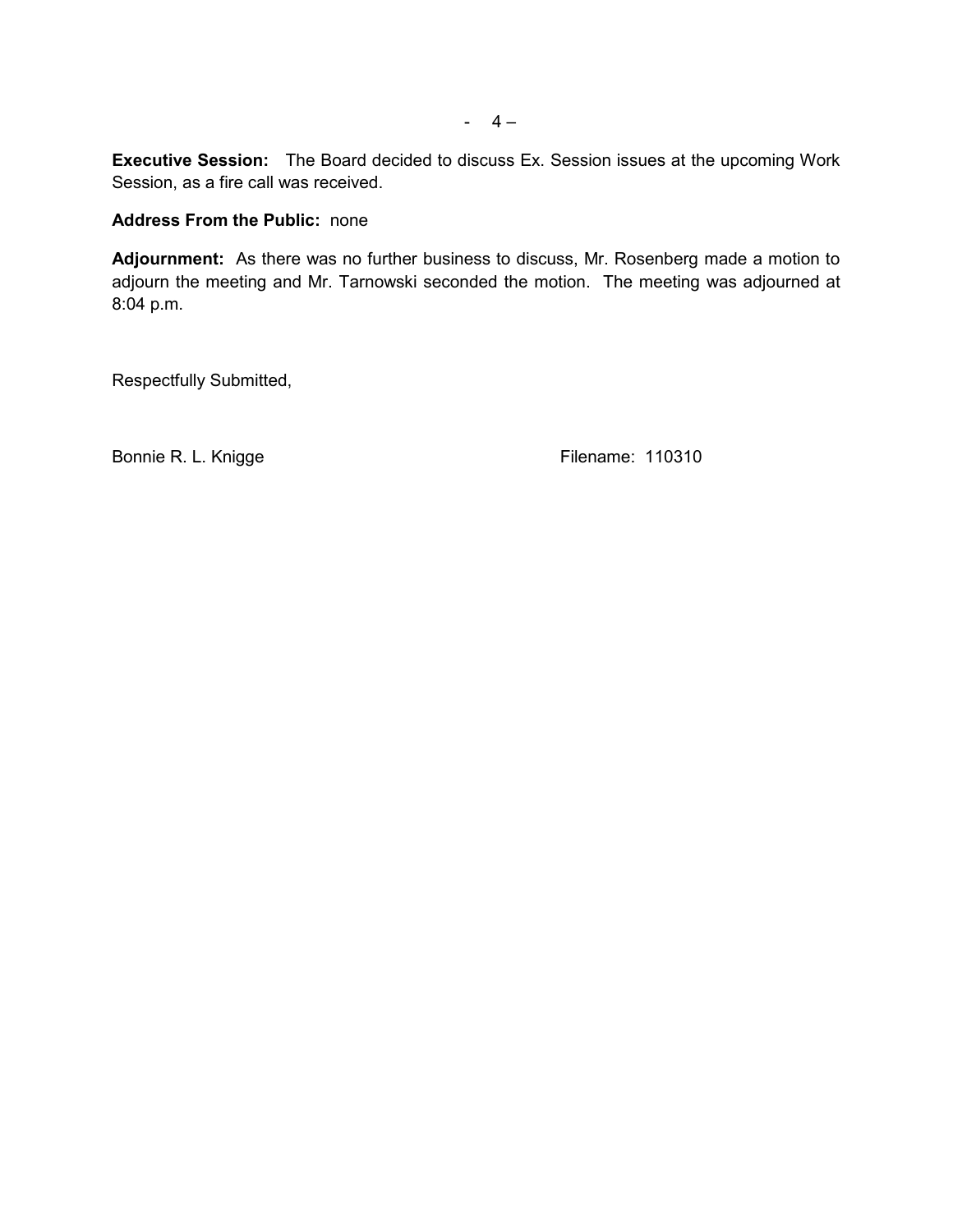**Executive Session:** The Board decided to discuss Ex. Session issues at the upcoming Work Session, as a fire call was received.

**Address From the Public:** none

**Adjournment:** As there was no further business to discuss, Mr. Rosenberg made a motion to adjourn the meeting and Mr. Tarnowski seconded the motion. The meeting was adjourned at 8:04 p.m.

Respectfully Submitted,

Bonnie R. L. Knigge Filename: 110310